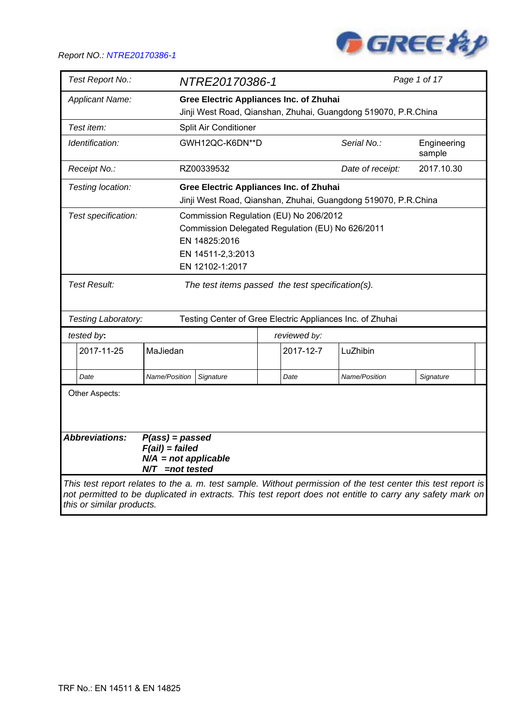Report NO.: NTRE20170386-1

| Test Report No.: | NTRE20170386-1 | | Page 1 of 17 |
|---|---|---|---|
| Applicant Name: | **Gree Electric Appliances Inc. of Zhuhai**<br>Jinji West Road, Qianshan, Zhuhai, Guangdong 519070, P.R.China | | |
| Test item: | Split Air Conditioner | | |
| Identification: | GWH12QC-K6DN**D | Serial No.: | Engineering sample |
| Receipt No.: | RZ00339532 | Date of receipt: | 2017.10.30 |
| Testing location: | **Gree Electric Appliances Inc. of Zhuhai**<br>Jinji West Road, Qianshan, Zhuhai, Guangdong 519070, P.R.China | | |
| Test specification: | Commission Regulation (EU) No 206/2012<br>Commission Delegated Regulation (EU) No 626/2011<br>EN 14825:2016<br>EN 14511-2,3:2013<br>EN 12102-1:2017 | | |
| Test Result: | *The test items passed the test specification(s).* | | |
| Testing Laboratory: | Testing Center of Gree Electric Appliances Inc. of Zhuhai | | |

| tested by: | | | reviewed by: | | |
|---|---|---|---|---|---|
| 2017-11-25 | MaJiedan | | 2017-12-7 | LuZhibin | |
| Date | Name/Position | Signature | Date | Name/Position | Signature |

Other Aspects:

**Abbreviations:**
***P(ass) = passed***
***F(ail) = failed***
***N/A = not applicable***
***N/T =not tested***

*This test report relates to the a. m. test sample. Without permission of the test center this test report is not permitted to be duplicated in extracts. This test report does not entitle to carry any safety mark on this or similar products.*

TRF No.: EN 14511 & EN 14825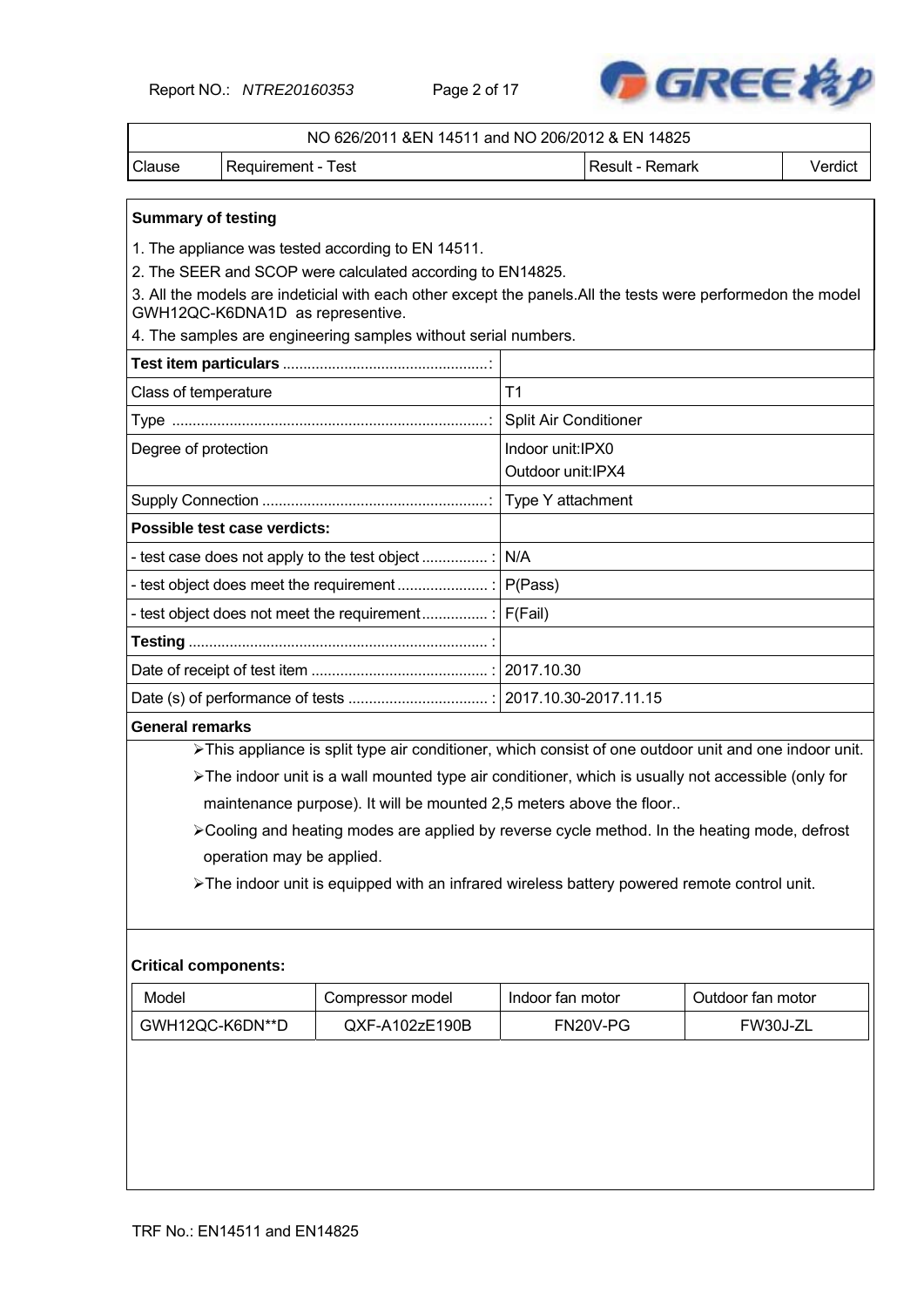| NO 626/2011 &EN 14511 and NO 206/2012 & EN 14825 | | | |
|---|---|---|---|
| Clause | Requirement - Test | Result - Remark | Verdict |

**Summary of testing**

1. The appliance was tested according to EN 14511.
2. The SEER and SCOP were calculated according to EN14825.
3. All the models are indeticial with each other except the panels.All the tests were performedon the model GWH12QC-K6DNA1D as representive.
4. The samples are engineering samples without serial numbers.

| **Test item particulars** ...................................................: | |
|---|---|
| Class of temperature | T1 |
| Type ...............................................................................: | Split Air Conditioner |
| Degree of protection | Indoor unit:IPX0<br>Outdoor unit:IPX4 |
| Supply Connection .......................................................: | Type Y attachment |
| **Possible test case verdicts:** | |
| - test case does not apply to the test object ................ : | N/A |
| - test object does meet the requirement ...................... : | P(Pass) |
| - test object does not meet the requirement................ : | F(Fail) |
| **Testing** ......................................................................... : | |
| Date of receipt of test item ........................................... : | 2017.10.30 |
| Date (s) of performance of tests .................................. : | 2017.10.30-2017.11.15 |

**General remarks**

- This appliance is split type air conditioner, which consist of one outdoor unit and one indoor unit.
- The indoor unit is a wall mounted type air conditioner, which is usually not accessible (only for maintenance purpose). It will be mounted 2,5 meters above the floor..
- Cooling and heating modes are applied by reverse cycle method. In the heating mode, defrost operation may be applied.
- The indoor unit is equipped with an infrared wireless battery powered remote control unit.

**Critical components:**

| Model | Compressor model | Indoor fan motor | Outdoor fan motor |
|---|---|---|---|
| GWH12QC-K6DN**D | QXF-A102zE190B | FN20V-PG | FW30J-ZL |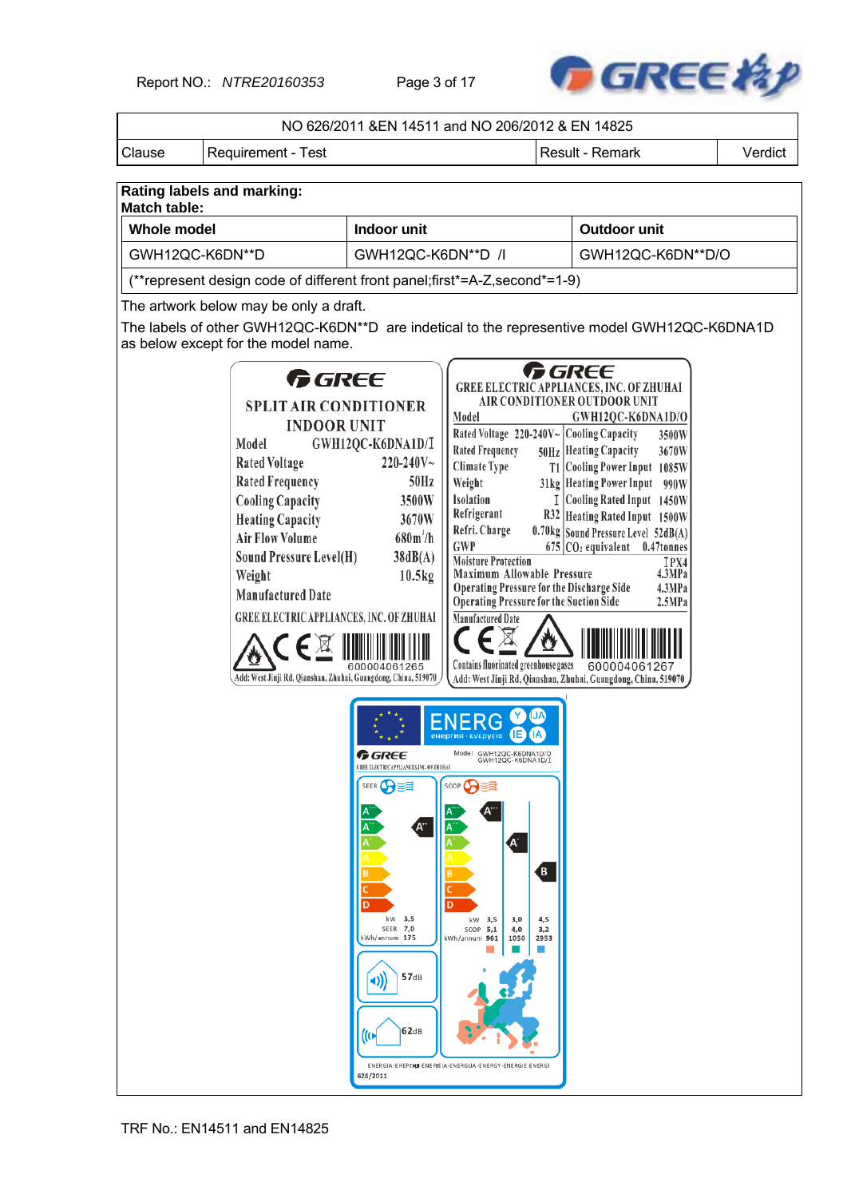| NO 626/2011 &EN 14511 and NO 206/2012 & EN 14825 | | | |
|---|---|---|---|
| Clause | Requirement - Test | Result - Remark | Verdict |

**Rating labels and marking:**
**Match table:**

| Whole model | Indoor unit | Outdoor unit |
|---|---|---|
| GWH12QC-K6DN**D | GWH12QC-K6DN**D /I | GWH12QC-K6DN**D/O |
| (**represent design code of different front panel;first*=A-Z,second*=1-9) | | |

The artwork below may be only a draft.

The labels of other GWH12QC-K6DN**D are indetical to the representive model GWH12QC-K6DNA1D as below except for the model name.

**GREE**
**SPLIT AIR CONDITIONER INDOOR UNIT**

| | |
|---|---|
| Model | GWH12QC-K6DNA1D/I |
| Rated Voltage | 220-240V~ |
| Rated Frequency | 50Hz |
| Cooling Capacity | 3500W |
| Heating Capacity | 3670W |
| Air Flow Volume | 680m³/h |
| Sound Pressure Level(H) | 38dB(A) |
| Weight | 10.5kg |
| Manufactured Date | |

GREE ELECTRIC APPLIANCES, INC. OF ZHUHAI
600004061265
Add: West Jinji Rd, Qianshan, Zhuhai, Guangdong, China, 519070

**GREE**
**GREE ELECTRIC APPLIANCES, INC. OF ZHUHAI AIR CONDITIONER OUTDOOR UNIT**

| | | | |
|---|---|---|---|
| Model | GWH12QC-K6DNA1D/O | | |
| Rated Voltage | 220-240V~ | Cooling Capacity | 3500W |
| Rated Frequency | 50Hz | Heating Capacity | 3670W |
| Climate Type | T1 | Cooling Power Input | 1085W |
| Weight | 31kg | Heating Power Input | 990W |
| Isolation | I | Cooling Rated Input | 1450W |
| Refrigerant | R32 | Heating Rated Input | 1500W |
| Refri. Charge | 0.70kg | Sound Pressure Level | 52dB(A) |
| GWP | 675 | $CO_2$ equivalent | 0.47tonnes |
| Moisture Protection | IPX4 | | |
| Maximum Allowable Pressure | 4.3MPa | | |
| Operating Pressure for the Discharge Side | 4.3MPa | | |
| Operating Pressure for the Suction Side | 2.5MPa | | |
| Manufactured Date | | | |

Contains fluorinated greenhouse gases
600004061267
Add: West Jinji Rd, Qianshan, Zhuhai, Guangdong, China, 519070

**ENERG**
GREE — GREE ELECTRIC APPLIANCES,INC.OF ZHUHAI
Model GWH12QC-K6DNA1D/O GWH12QC-K6DNA1D/I

SEER: A++

| | |
|---|---|
| kW | 3,5 |
| SEER | 7,0 |
| kWh/annum | 175 |

SCOP: A+++ / A+ / B

| | | | |
|---|---|---|---|
| kW | 3,5 | 3,0 | 4,5 |
| SCOP | 5,1 | 4,0 | 3,2 |
| kWh/annum | 961 | 1050 | 2953 |

57dB
62dB

ENERGIA·ЕНЕРГИЯ·ENEPΓEIA·ENERGIJA·ENERGY·ENERGIE·ENERGI
626/2011

TRF No.: EN14511 and EN14825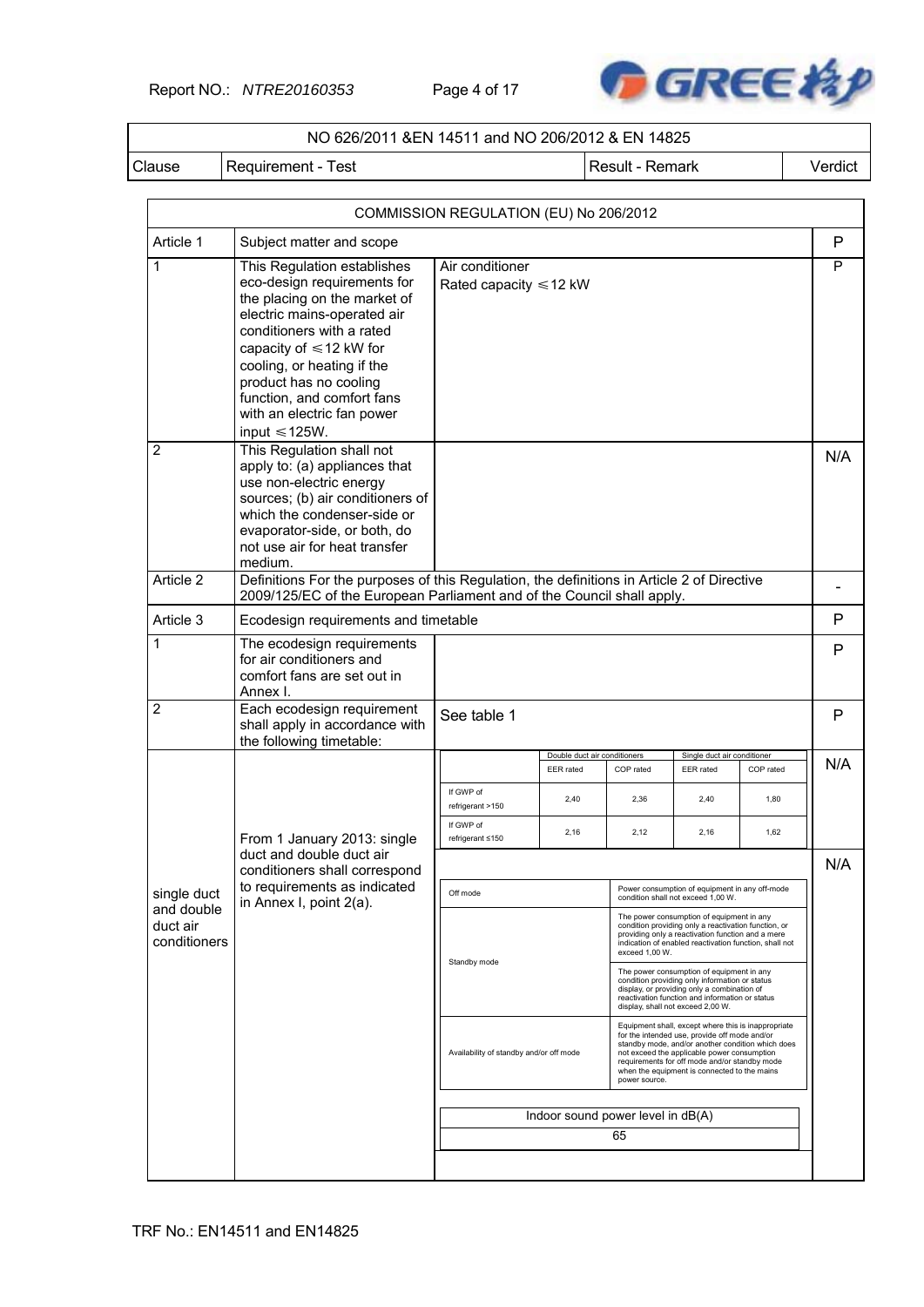| NO 626/2011 &EN 14511 and NO 206/2012 & EN 14825 | | | |
|---|---|---|---|
| Clause | Requirement - Test | Result - Remark | Verdict |

| COMMISSION REGULATION (EU) No 206/2012 | | | |
|---|---|---|---|
| Article 1 | Subject matter and scope | | P |
| 1 | This Regulation establishes eco-design requirements for the placing on the market of electric mains-operated air conditioners with a rated capacity of ≤12 kW for cooling, or heating if the product has no cooling function, and comfort fans with an electric fan power input ≤125W. | Air conditioner<br>Rated capacity ≤12 kW | P |
| 2 | This Regulation shall not apply to: (a) appliances that use non-electric energy sources; (b) air conditioners of which the condenser-side or evaporator-side, or both, do not use air for heat transfer medium. | | N/A |
| Article 2 | Definitions For the purposes of this Regulation, the definitions in Article 2 of Directive 2009/125/EC of the European Parliament and of the Council shall apply. | | - |
| Article 3 | Ecodesign requirements and timetable | | P |
| 1 | The ecodesign requirements for air conditioners and comfort fans are set out in Annex I. | | P |
| 2 | Each ecodesign requirement shall apply in accordance with the following timetable: | See table 1 | P |
| single duct and double duct air conditioners | From 1 January 2013: single duct and double duct air conditioners shall correspond to requirements as indicated in Annex I, point 2(a). | See tables below | N/A<br>N/A |

| | Double duct air conditioners | | Single duct air conditioner | |
|---|---|---|---|---|
| | EER rated | COP rated | EER rated | COP rated |
| If GWP of refrigerant >150 | 2,40 | 2,36 | 2,40 | 1,80 |
| If GWP of refrigerant ≤150 | 2,16 | 2,12 | 2,16 | 1,62 |

| | |
|---|---|
| Off mode | Power consumption of equipment in any off-mode condition shall not exceed 1,00 W. |
| Standby mode | The power consumption of equipment in any condition providing only a reactivation function, or providing only a reactivation function and a mere indication of enabled reactivation function, shall not exceed 1,00 W.<br>The power consumption of equipment in any condition providing only information or status display, or providing only a combination of reactivation function and information or status display, shall not exceed 2,00 W. |
| Availability of standby and/or off mode | Equipment shall, except where this is inappropriate for the intended use, provide off mode and/or standby mode, and/or another condition which does not exceed the applicable power consumption requirements for off mode and/or standby mode when the equipment is connected to the mains power source. |

| Indoor sound power level in dB(A) |
|---|
| 65 |

TRF No.: EN14511 and EN14825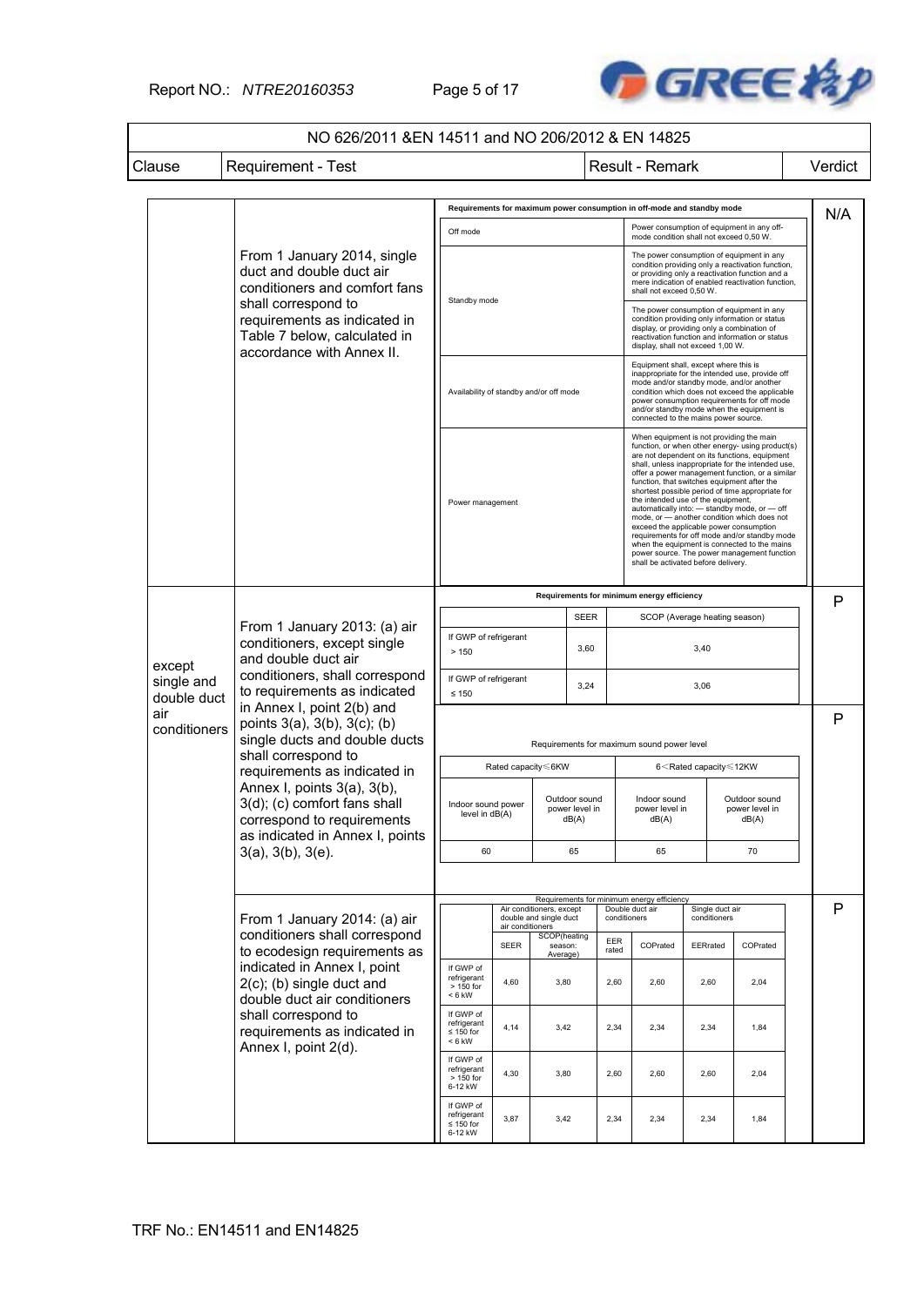NO 626/2011 &EN 14511 and NO 206/2012 & EN 14825

| Clause | Requirement - Test | Result - Remark | Verdict |
|---|---|---|---|
| | From 1 January 2014, single duct and double duct air conditioners and comfort fans shall correspond to requirements as indicated in Table 7 below, calculated in accordance with Annex II. | (see table A below) | N/A |
| except single and double duct air conditioners | From 1 January 2013: (a) air conditioners, except single and double duct air conditioners, shall correspond to requirements as indicated in Annex I, point 2(b) and points 3(a), 3(b), 3(c); (b) single ducts and double ducts shall correspond to requirements as indicated in Annex I, points 3(a), 3(b), 3(d); (c) comfort fans shall correspond to requirements as indicated in Annex I, points 3(a), 3(b), 3(e). | (see tables B and C below) | P / P |
| | From 1 January 2014: (a) air conditioners shall correspond to ecodesign requirements as indicated in Annex I, point 2(c); (b) single duct and double duct air conditioners shall correspond to requirements as indicated in Annex I, point 2(d). | (see table D below) | P |

**Table A – Requirements for maximum power consumption in off-mode and standby mode**

| | |
|---|---|
| Off mode | Power consumption of equipment in any off-mode condition shall not exceed 0,50 W. |
| Standby mode | The power consumption of equipment in any condition providing only a reactivation function, or providing only a reactivation function and a mere indication of enabled reactivation function, shall not exceed 0,50 W. |
| | The power consumption of equipment in any condition providing only information or status display, or providing only a combination of reactivation function and information or status display, shall not exceed 1,00 W. |
| Availability of standby and/or off mode | Equipment shall, except where this is inappropriate for the intended use, provide off mode and/or standby mode, and/or another condition which does not exceed the applicable power consumption requirements for off mode and/or standby mode when the equipment is connected to the mains power source. |
| Power management | When equipment is not providing the main function, or when other energy- using product(s) are not dependent on its functions, equipment shall, unless inappropriate for the intended use, offer a power management function, or a similar function, that switches equipment after the shortest possible period of time appropriate for the intended use of the equipment, automatically into: — standby mode, or — off mode, or — another condition which does not exceed the applicable power consumption requirements for off mode and/or standby mode when the equipment is connected to the mains power source. The power management function shall be activated before delivery. |

**Table B – Requirements for minimum energy efficiency**

| | SEER | SCOP (Average heating season) |
|---|---|---|
| If GWP of refrigerant > 150 | 3,60 | 3,40 |
| If GWP of refrigerant ≤ 150 | 3,24 | 3,06 |

**Table C – Requirements for maximum sound power level**

| Rated capacity≤6KW | | 6<Rated capacity≤12KW | |
|---|---|---|---|
| Indoor sound power level in dB(A) | Outdoor sound power level in dB(A) | Indoor sound power level in dB(A) | Outdoor sound power level in dB(A) |
| 60 | 65 | 65 | 70 |

**Table D – Requirements for minimum energy efficiency**

| | Air conditioners, except double and single duct air conditioners | | Double duct air conditioners | | Single duct air conditioners | |
|---|---|---|---|---|---|---|
| | SEER | SCOP(heating season: Average) | EER rated | COPrated | EERrated | COPrated |
| If GWP of refrigerant > 150 for < 6 kW | 4,60 | 3,80 | 2,60 | 2,60 | 2,60 | 2,04 |
| If GWP of refrigerant ≤ 150 for < 6 kW | 4,14 | 3,42 | 2,34 | 2,34 | 2,34 | 1,84 |
| If GWP of refrigerant > 150 for 6-12 kW | 4,30 | 3,80 | 2,60 | 2,60 | 2,60 | 2,04 |
| If GWP of refrigerant ≤ 150 for 6-12 kW | 3,87 | 3,42 | 2,34 | 2,34 | 2,34 | 1,84 |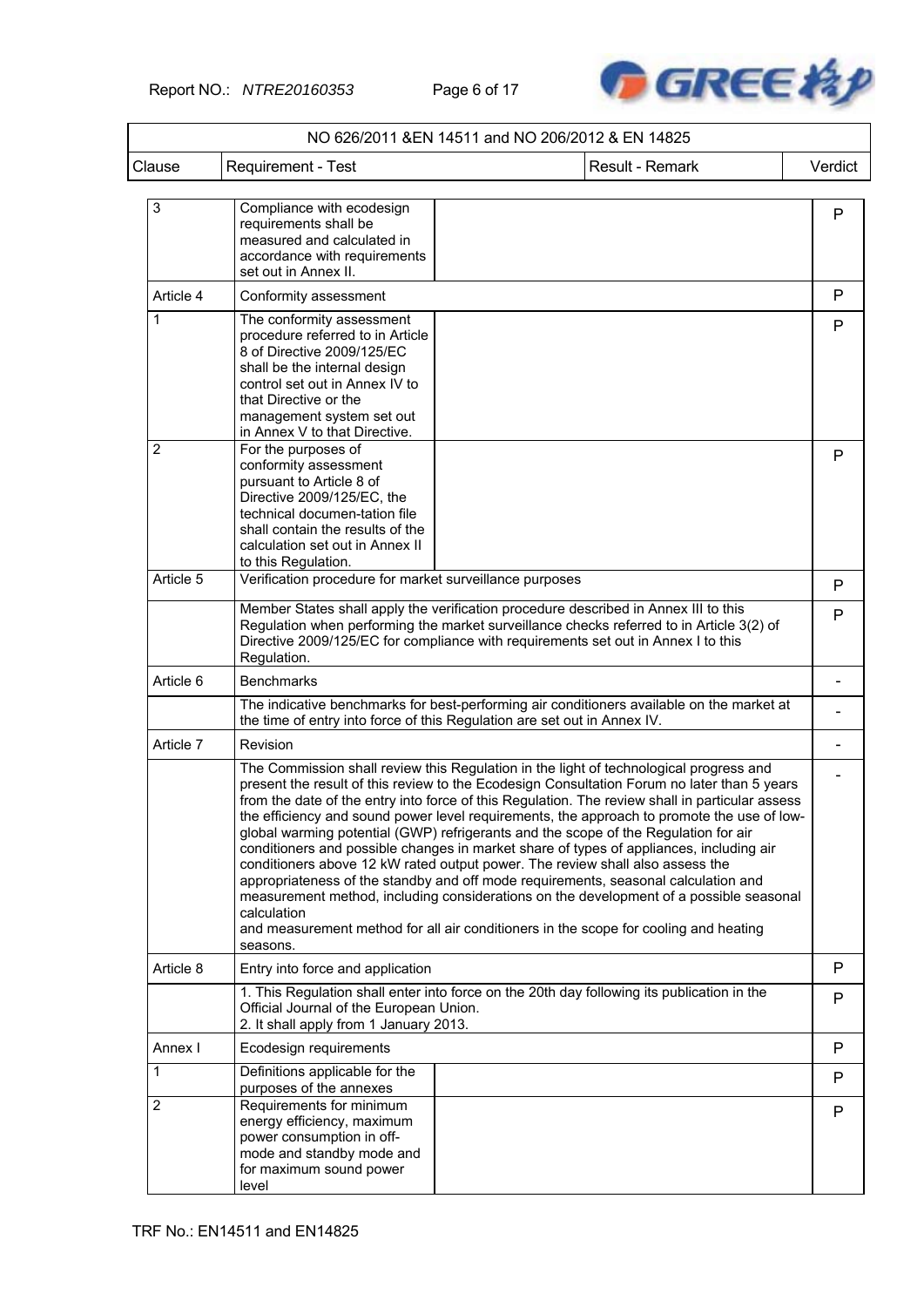| NO 626/2011 &EN 14511 and NO 206/2012 & EN 14825 | | | |
|---|---|---|---|
| Clause | Requirement - Test | Result - Remark | Verdict |
| 3 | Compliance with ecodesign requirements shall be measured and calculated in accordance with requirements set out in Annex II. | | P |
| Article 4 | Conformity assessment | | P |
| 1 | The conformity assessment procedure referred to in Article 8 of Directive 2009/125/EC shall be the internal design control set out in Annex IV to that Directive or the management system set out in Annex V to that Directive. | | P |
| 2 | For the purposes of conformity assessment pursuant to Article 8 of Directive 2009/125/EC, the technical documen-tation file shall contain the results of the calculation set out in Annex II to this Regulation. | | P |
| Article 5 | Verification procedure for market surveillance purposes | | P |
| | Member States shall apply the verification procedure described in Annex III to this Regulation when performing the market surveillance checks referred to in Article 3(2) of Directive 2009/125/EC for compliance with requirements set out in Annex I to this Regulation. | | P |
| Article 6 | Benchmarks | | - |
| | The indicative benchmarks for best-performing air conditioners available on the market at the time of entry into force of this Regulation are set out in Annex IV. | | - |
| Article 7 | Revision | | - |
| | The Commission shall review this Regulation in the light of technological progress and present the result of this review to the Ecodesign Consultation Forum no later than 5 years from the date of the entry into force of this Regulation. The review shall in particular assess the efficiency and sound power level requirements, the approach to promote the use of low-global warming potential (GWP) refrigerants and the scope of the Regulation for air conditioners and possible changes in market share of types of appliances, including air conditioners above 12 kW rated output power. The review shall also assess the appropriateness of the standby and off mode requirements, seasonal calculation and measurement method, including considerations on the development of a possible seasonal calculation and measurement method for all air conditioners in the scope for cooling and heating seasons. | | - |
| Article 8 | Entry into force and application | | P |
| | 1. This Regulation shall enter into force on the 20th day following its publication in the Official Journal of the European Union.<br>2. It shall apply from 1 January 2013. | | P |
| Annex I | Ecodesign requirements | | P |
| 1 | Definitions applicable for the purposes of the annexes | | P |
| 2 | Requirements for minimum energy efficiency, maximum power consumption in off-mode and standby mode and for maximum sound power level | | P |

TRF No.: EN14511 and EN14825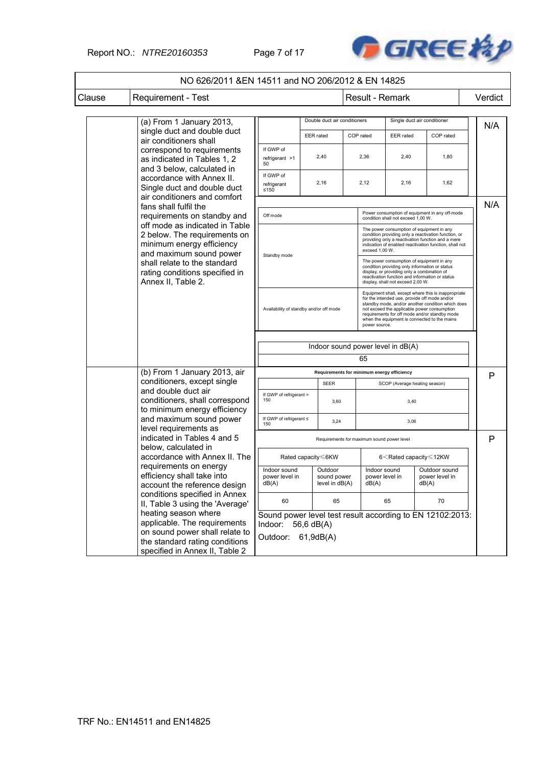| NO 626/2011 &EN 14511 and NO 206/2012 & EN 14825 | | | |
|---|---|---|---|
| Clause | Requirement - Test | Result - Remark | Verdict |

| Clause | Requirement - Test | Result - Remark | Verdict |
|---|---|---|---|
| | (a) From 1 January 2013, single duct and double duct air conditioners shall correspond to requirements as indicated in Tables 1, 2 and 3 below, calculated in accordance with Annex II. Single duct and double duct air conditioners and comfort fans shall fulfil the requirements on standby and off mode as indicated in Table 2 below. The requirements on minimum energy efficiency and maximum sound power shall relate to the standard rating conditions specified in Annex II, Table 2. | (see tables below) | N/A; N/A |
| | (b) From 1 January 2013, air conditioners, except single and double duct air conditioners, shall correspond to minimum energy efficiency and maximum sound power level requirements as indicated in Tables 4 and 5 below, calculated in accordance with Annex II. The requirements on energy efficiency shall take into account the reference design conditions specified in Annex II, Table 3 using the 'Average' heating season where applicable. The requirements on sound power shall relate to the standard rating conditions specified in Annex II, Table 2 | (see tables below) | P; P |

Result - Remark for (a):

| | Double duct air conditioners | | Single duct air conditioner | |
|---|---|---|---|---|
| | EER rated | COP rated | EER rated | COP rated |
| If GWP of refrigerant >150 | 2,40 | 2,36 | 2,40 | 1,80 |
| If GWP of refrigerant ≤150 | 2,16 | 2,12 | 2,16 | 1,62 |

| | |
|---|---|
| Off mode | Power consumption of equipment in any off-mode condition shall not exceed 1,00 W. |
| Standby mode | The power consumption of equipment in any condition providing only a reactivation function, or providing only a reactivation function and a mere indication of enabled reactivation function, shall not exceed 1,00 W. |
| | The power consumption of equipment in any condition providing only information or status display, or providing only a combination of reactivation function and information or status display, shall not exceed 2,00 W. |
| Availability of standby and/or off mode | Equipment shall, except where this is inappropriate for the intended use, provide off mode and/or standby mode, and/or another condition which does not exceed the applicable power consumption requirements for off mode and/or standby mode when the equipment is connected to the mains power source. |

| Indoor sound power level in dB(A) |
|---|
| 65 |

Result - Remark for (b):

| Requirements for minimum energy efficiency | | |
|---|---|---|
| | SEER | SCOP (Average heating season) |
| If GWP of refrigerant > 150 | 3,60 | 3,40 |
| If GWP of refrigerant ≤ 150 | 3,24 | 3,06 |

| Requirements for maximum sound power level | | | |
|---|---|---|---|
| Rated capacity≤6KW | | 6<Rated capacity≤12KW | |
| Indoor sound power level in dB(A) | Outdoor sound power level in dB(A) | Indoor sound power level in dB(A) | Outdoor sound power level in dB(A) |
| 60 | 65 | 65 | 70 |

Sound power level test result according to EN 12102:2013:

Indoor: 56,6 dB(A)

Outdoor: 61,9dB(A)

TRF No.: EN14511 and EN14825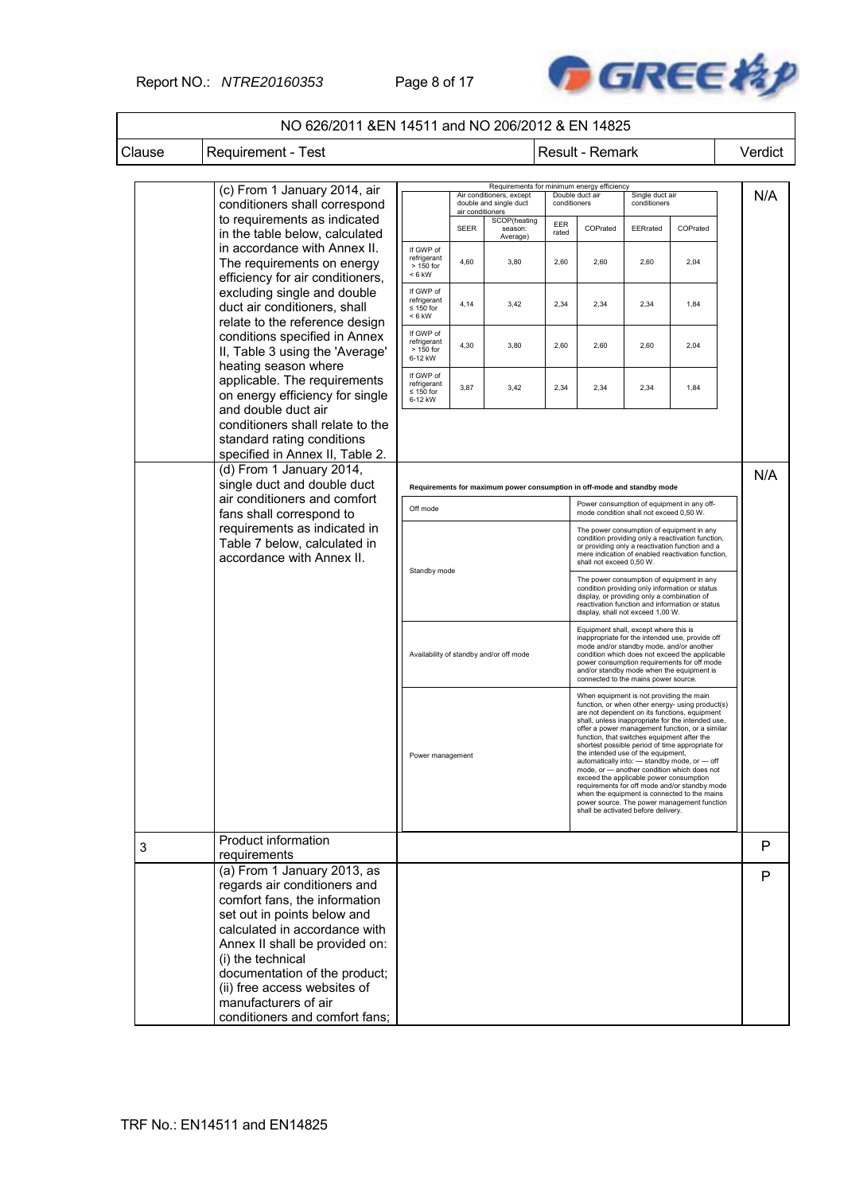| NO 626/2011 &EN 14511 and NO 206/2012 & EN 14825 | | | |
|---|---|---|---|
| Clause | Requirement - Test | Result - Remark | Verdict |
| | (c) From 1 January 2014, air conditioners shall correspond to requirements as indicated in the table below, calculated in accordance with Annex II. The requirements on energy efficiency for air conditioners, excluding single and double duct air conditioners, shall relate to the reference design conditions specified in Annex II, Table 3 using the 'Average' heating season where applicable. The requirements on energy efficiency for single and double duct air conditioners shall relate to the standard rating conditions specified in Annex II, Table 2. | (see table "Requirements for minimum energy efficiency" below) | N/A |
| | (d) From 1 January 2014, single duct and double duct air conditioners and comfort fans shall correspond to requirements as indicated in Table 7 below, calculated in accordance with Annex II. | (see table "Requirements for maximum power consumption in off-mode and standby mode" below) | N/A |
| 3 | Product information requirements | | P |
| | (a) From 1 January 2013, as regards air conditioners and comfort fans, the information set out in points below and calculated in accordance with Annex II shall be provided on: (i) the technical documentation of the product; (ii) free access websites of manufacturers of air conditioners and comfort fans; | | P |

Requirements for minimum energy efficiency

| | Air conditioners, except double and single duct air conditioners | | Double duct air conditioners | | Single duct air conditioners | |
|---|---|---|---|---|---|---|
| | SEER | SCOP(heating season: Average) | EER rated | COPrated | EERrated | COPrated |
| If GWP of refrigerant > 150 for < 6 kW | 4,60 | 3,80 | 2,60 | 2,60 | 2,60 | 2,04 |
| If GWP of refrigerant ≤ 150 for < 6 kW | 4,14 | 3,42 | 2,34 | 2,34 | 2,34 | 1,84 |
| If GWP of refrigerant > 150 for 6-12 kW | 4,30 | 3,80 | 2,60 | 2,60 | 2,60 | 2,04 |
| If GWP of refrigerant ≤ 150 for 6-12 kW | 3,87 | 3,42 | 2,34 | 2,34 | 2,34 | 1,84 |

Requirements for maximum power consumption in off-mode and standby mode

| | |
|---|---|
| Off mode | Power consumption of equipment in any off-mode condition shall not exceed 0,50 W. |
| Standby mode | The power consumption of equipment in any condition providing only a reactivation function, or providing only a reactivation function and a mere indication of enabled reactivation function, shall not exceed 0,50 W. |
| | The power consumption of equipment in any condition providing only information or status display, or providing only a combination of reactivation function and information or status display, shall not exceed 1,00 W. |
| Availability of standby and/or off mode | Equipment shall, except where this is inappropriate for the intended use, provide off mode and/or standby mode, and/or another condition which does not exceed the applicable power consumption requirements for off mode and/or standby mode when the equipment is connected to the mains power source. |
| Power management | When equipment is not providing the main function, or when other energy- using product(s) are not dependent on its functions, equipment shall, unless inappropriate for the intended use, offer a power management function, or a similar function, that switches equipment after the shortest possible period of time appropriate for the intended use of the equipment, automatically into: — standby mode, or — off mode, or — another condition which does not exceed the applicable power consumption requirements for off mode and/or standby mode when the equipment is connected to the mains power source. The power management function shall be activated before delivery. |

TRF No.: EN14511 and EN14825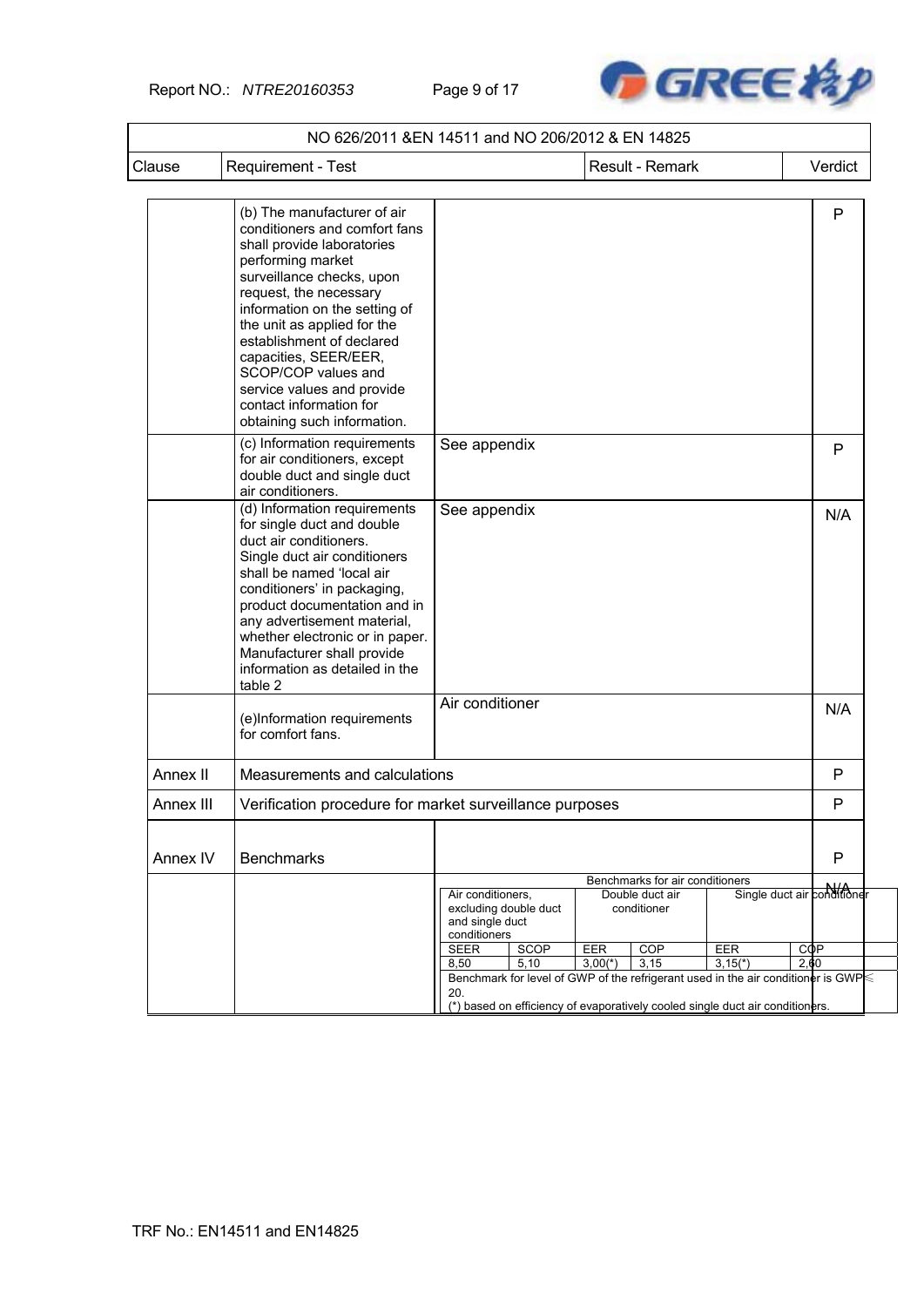NO 626/2011 &EN 14511 and NO 206/2012 & EN 14825

| Clause | Requirement - Test | Result - Remark | Verdict |
|---|---|---|---|
| | (b) The manufacturer of air conditioners and comfort fans shall provide laboratories performing market surveillance checks, upon request, the necessary information on the setting of the unit as applied for the establishment of declared capacities, SEER/EER, SCOP/COP values and service values and provide contact information for obtaining such information. | | P |
| | (c) Information requirements for air conditioners, except double duct and single duct air conditioners. | See appendix | P |
| | (d) Information requirements for single duct and double duct air conditioners. Single duct air conditioners shall be named 'local air conditioners' in packaging, product documentation and in any advertisement material, whether electronic or in paper. Manufacturer shall provide information as detailed in the table 2 | See appendix | N/A |
| | (e)Information requirements for comfort fans. | Air conditioner | N/A |
| Annex II | Measurements and calculations | | P |
| Annex III | Verification procedure for market surveillance purposes | | P |
| Annex IV | Benchmarks | | P |
| | | Benchmarks for air conditioners (see table below) | N/A |

Benchmarks for air conditioners

| Air conditioners, excluding double duct and single duct conditioners | | Double duct air conditioner | | Single duct air conditioner | |
|---|---|---|---|---|---|
| SEER | SCOP | EER | COP | EER | COP |
| 8,50 | 5,10 | 3,00(*) | 3,15 | 3,15(*) | 2,60 |

Benchmark for level of GWP of the refrigerant used in the air conditioner is GWP≤ 20.

(*) based on efficiency of evaporatively cooled single duct air conditioners.

TRF No.: EN14511 and EN14825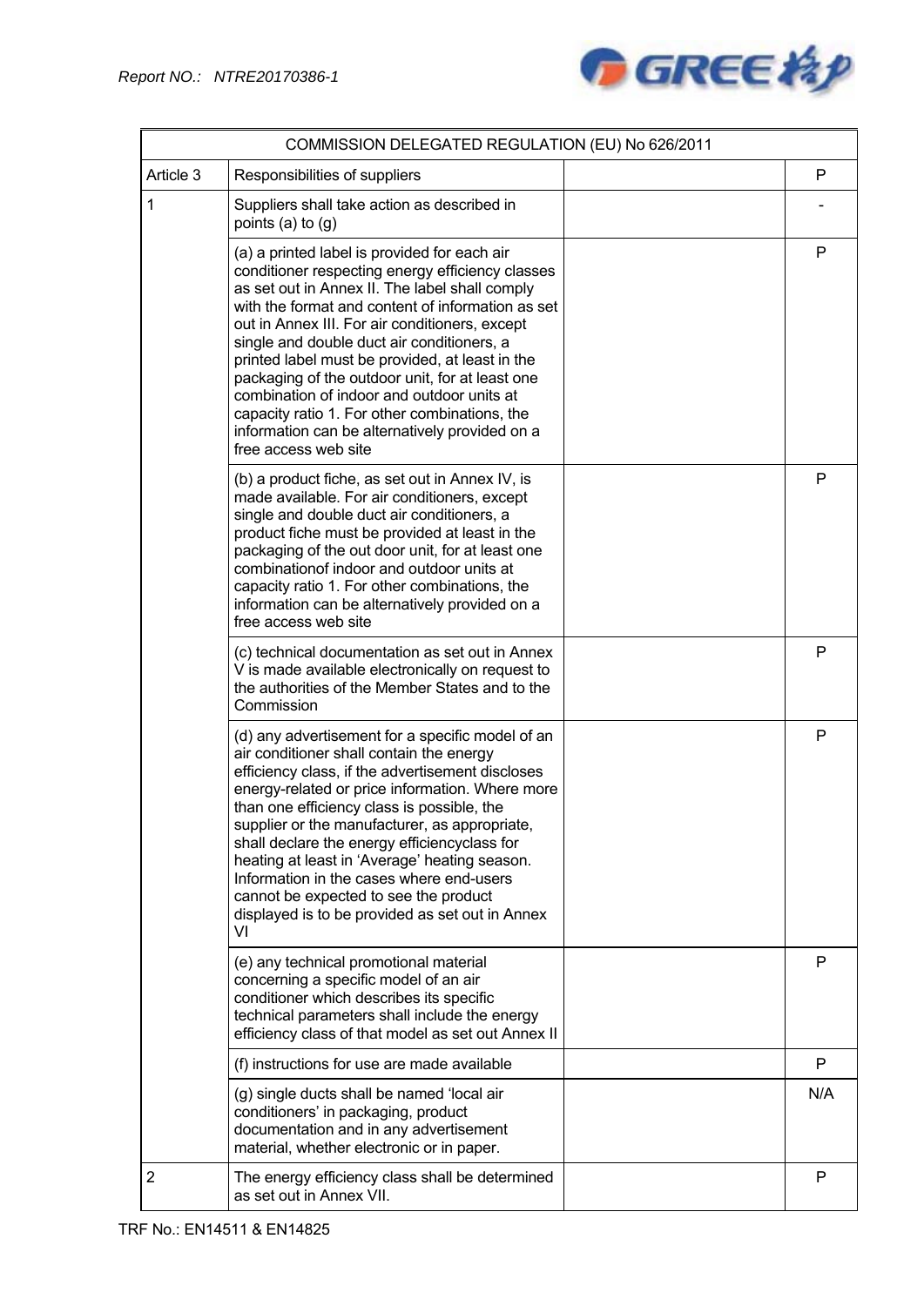| COMMISSION DELEGATED REGULATION (EU) No 626/2011 | | | |
|---|---|---|---|
| Article 3 | Responsibilities of suppliers | | P |
| 1 | Suppliers shall take action as described in points (a) to (g) | | - |
| | (a) a printed label is provided for each air conditioner respecting energy efficiency classes as set out in Annex II. The label shall comply with the format and content of information as set out in Annex III. For air conditioners, except single and double duct air conditioners, a printed label must be provided, at least in the packaging of the outdoor unit, for at least one combination of indoor and outdoor units at capacity ratio 1. For other combinations, the information can be alternatively provided on a free access web site | | P |
| | (b) a product fiche, as set out in Annex IV, is made available. For air conditioners, except single and double duct air conditioners, a product fiche must be provided at least in the packaging of the out door unit, for at least one combinationof indoor and outdoor units at capacity ratio 1. For other combinations, the information can be alternatively provided on a free access web site | | P |
| | (c) technical documentation as set out in Annex V is made available electronically on request to the authorities of the Member States and to the Commission | | P |
| | (d) any advertisement for a specific model of an air conditioner shall contain the energy efficiency class, if the advertisement discloses energy-related or price information. Where more than one efficiency class is possible, the supplier or the manufacturer, as appropriate, shall declare the energy efficiencyclass for heating at least in 'Average' heating season. Information in the cases where end-users cannot be expected to see the product displayed is to be provided as set out in Annex VI | | P |
| | (e) any technical promotional material concerning a specific model of an air conditioner which describes its specific technical parameters shall include the energy efficiency class of that model as set out Annex II | | P |
| | (f) instructions for use are made available | | P |
| | (g) single ducts shall be named 'local air conditioners' in packaging, product documentation and in any advertisement material, whether electronic or in paper. | | N/A |
| 2 | The energy efficiency class shall be determined as set out in Annex VII. | | P |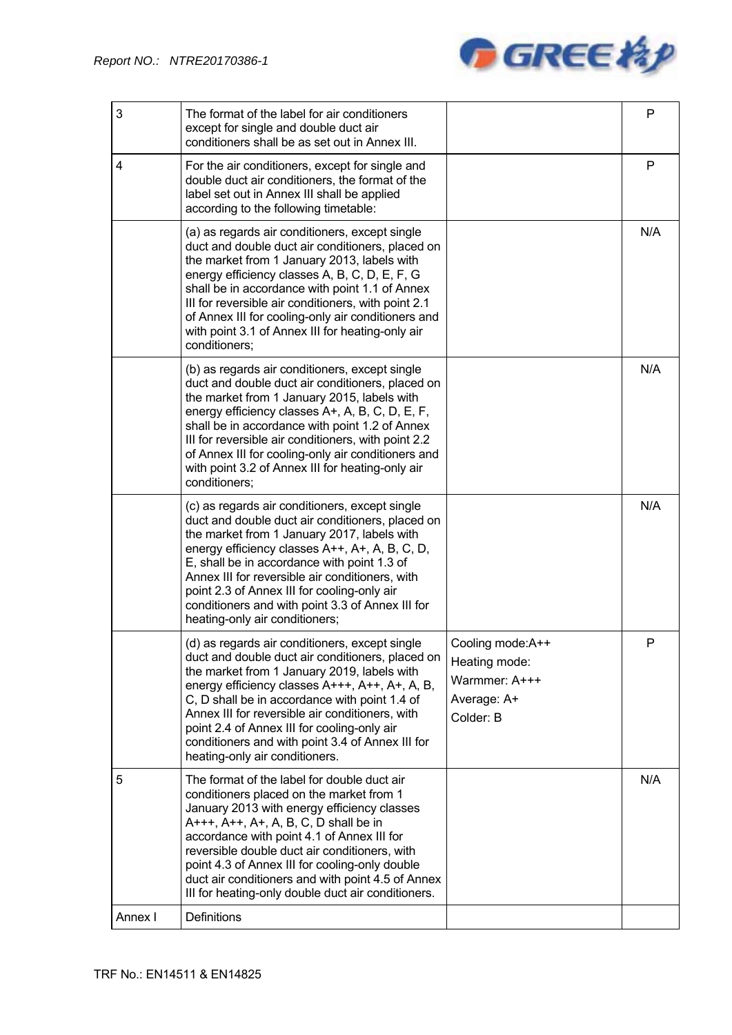| | | | |
|---|---|---|---|
| 3 | The format of the label for air conditioners except for single and double duct air conditioners shall be as set out in Annex III. | | P |
| 4 | For the air conditioners, except for single and double duct air conditioners, the format of the label set out in Annex III shall be applied according to the following timetable: | | P |
| | (a) as regards air conditioners, except single duct and double duct air conditioners, placed on the market from 1 January 2013, labels with energy efficiency classes A, B, C, D, E, F, G shall be in accordance with point 1.1 of Annex III for reversible air conditioners, with point 2.1 of Annex III for cooling-only air conditioners and with point 3.1 of Annex III for heating-only air conditioners; | | N/A |
| | (b) as regards air conditioners, except single duct and double duct air conditioners, placed on the market from 1 January 2015, labels with energy efficiency classes A+, A, B, C, D, E, F, shall be in accordance with point 1.2 of Annex III for reversible air conditioners, with point 2.2 of Annex III for cooling-only air conditioners and with point 3.2 of Annex III for heating-only air conditioners; | | N/A |
| | (c) as regards air conditioners, except single duct and double duct air conditioners, placed on the market from 1 January 2017, labels with energy efficiency classes A++, A+, A, B, C, D, E, shall be in accordance with point 1.3 of Annex III for reversible air conditioners, with point 2.3 of Annex III for cooling-only air conditioners and with point 3.3 of Annex III for heating-only air conditioners; | | N/A |
| | (d) as regards air conditioners, except single duct and double duct air conditioners, placed on the market from 1 January 2019, labels with energy efficiency classes A+++, A++, A+, A, B, C, D shall be in accordance with point 1.4 of Annex III for reversible air conditioners, with point 2.4 of Annex III for cooling-only air conditioners and with point 3.4 of Annex III for heating-only air conditioners. | Cooling mode:A++<br>Heating mode:<br>Warmmer: A+++<br>Average: A+<br>Colder: B | P |
| 5 | The format of the label for double duct air conditioners placed on the market from 1 January 2013 with energy efficiency classes A+++, A++, A+, A, B, C, D shall be in accordance with point 4.1 of Annex III for reversible double duct air conditioners, with point 4.3 of Annex III for cooling-only double duct air conditioners and with point 4.5 of Annex III for heating-only double duct air conditioners. | | N/A |
| Annex I | Definitions | | |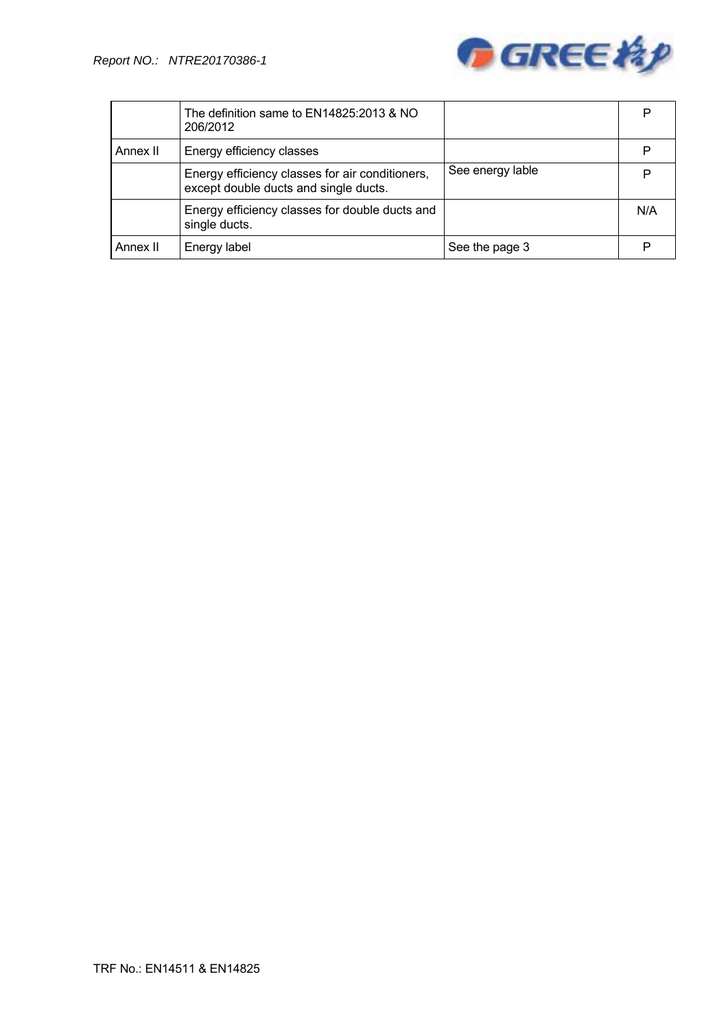| | | | |
|---|---|---|---|
| | The definition same to EN14825:2013 & NO 206/2012 | | P |
| Annex II | Energy efficiency classes | | P |
| | Energy efficiency classes for air conditioners, except double ducts and single ducts. | See energy lable | P |
| | Energy efficiency classes for double ducts and single ducts. | | N/A |
| Annex II | Energy label | See the page 3 | P |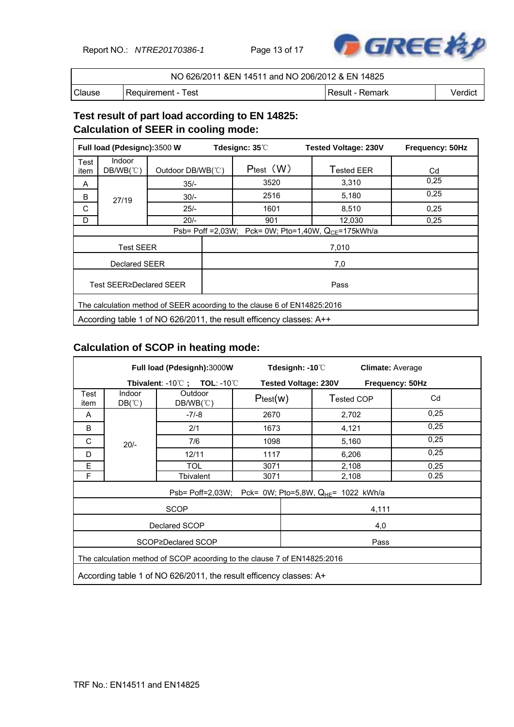| NO 626/2011 &EN 14511 and NO 206/2012 & EN 14825 | | | |
|---|---|---|---|
| Clause | Requirement - Test | Result - Remark | Verdict |

## Test result of part load according to EN 14825:
## Calculation of SEER in cooling mode:

| **Full load (Pdesignc):**3500 **W** | | **Tdesignc: 35**℃ | | **Tested Voltage: 230V** | **Frequency: 50Hz** |
|---|---|---|---|---|---|
| Test item | Indoor DB/WB(℃) | Outdoor DB/WB(℃) | Ptest（W） | Tested EER | Cd |
| A | 27/19 | 35/- | 3520 | 3,310 | 0,25 |
| B | | 30/- | 2516 | 5,180 | 0,25 |
| C | | 25/- | 1601 | 8,510 | 0,25 |
| D | | 20/- | 901 | 12,030 | 0,25 |
| Psb= Poff =2,03W; Pck= 0W; Pto=1,40W, $Q_{CE}$=175kWh/a | | | | | |
| Test SEER | | 7,010 | | | |
| Declared SEER | | 7,0 | | | |
| Test SEER≥Declared SEER | | Pass | | | |
| The calculation method of SEER acoording to the clause 6 of EN14825:2016 | | | | | |
| According table 1 of NO 626/2011, the result efficency classes: A++ | | | | | |

## Calculation of SCOP in heating mode:

| **Full load (Pdesignh):**3000**W** **Tdesignh: -10**℃ **Climate:** Average **Tbivalent**: -10℃ **; TOL**: -10℃ **Tested Voltage: 230V Frequency: 50Hz** | | | | | |
|---|---|---|---|---|---|
| Test item | Indoor DB(℃) | Outdoor DB/WB(℃) | Ptest(w) | Tested COP | Cd |
| A | 20/- | -7/-8 | 2670 | 2,702 | 0,25 |
| B | | 2/1 | 1673 | 4,121 | 0,25 |
| C | | 7/6 | 1098 | 5,160 | 0,25 |
| D | | 12/11 | 1117 | 6,206 | 0,25 |
| E | | TOL | 3071 | 2,108 | 0,25 |
| F | | Tbivalent | 3071 | 2,108 | 0.25 |
| Psb= Poff=2,03W; Pck= 0W; Pto=5,8W, $Q_{HE}$= 1022 kWh/a | | | | | |
| SCOP | | | 4,111 | | |
| Declared SCOP | | | 4,0 | | |
| SCOP≥Declared SCOP | | | Pass | | |
| The calculation method of SCOP acoording to the clause 7 of EN14825:2016 | | | | | |
| According table 1 of NO 626/2011, the result efficency classes: A+ | | | | | |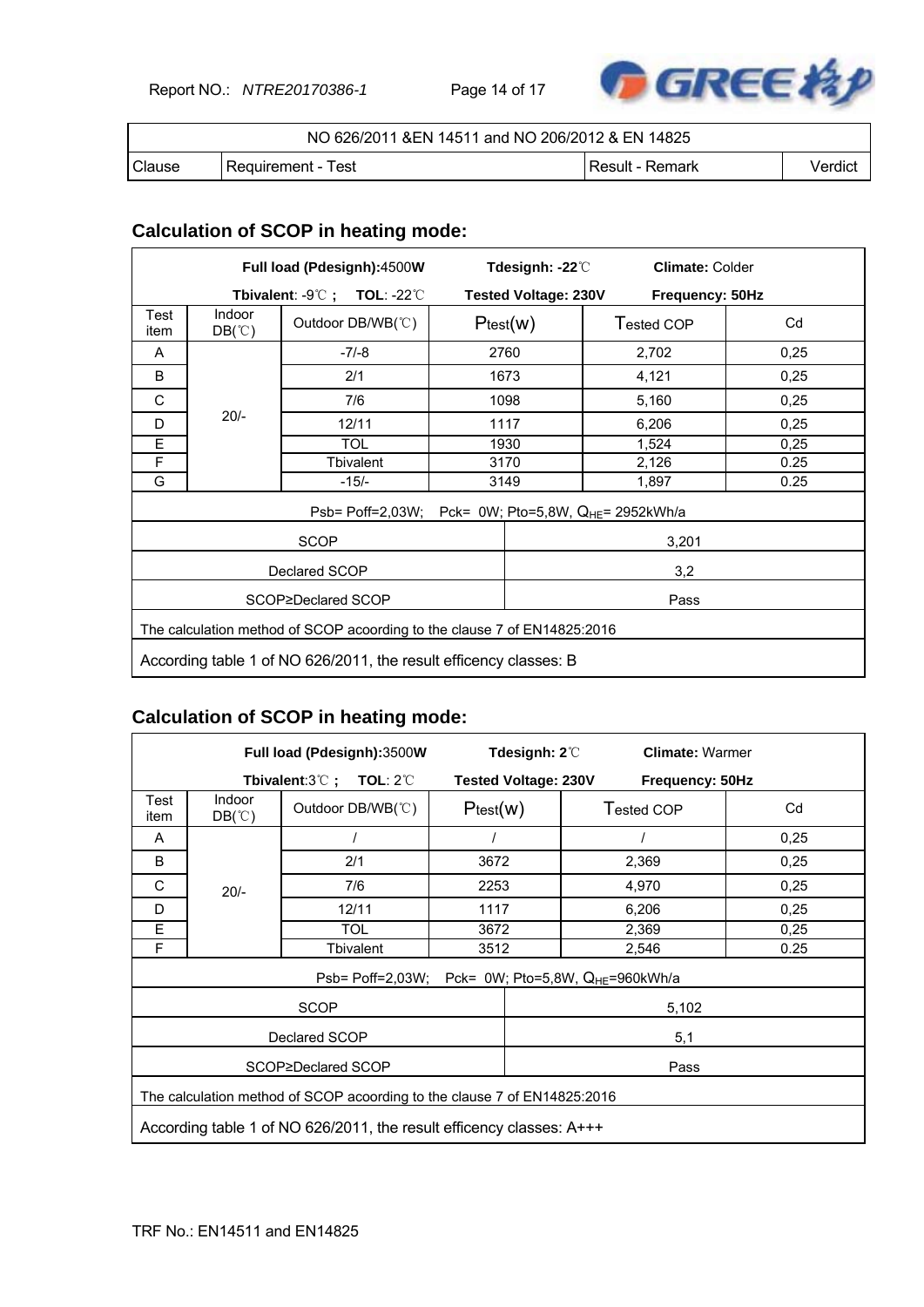| NO 626/2011 &EN 14511 and NO 206/2012 & EN 14825 | | | |
|---|---|---|---|
| Clause | Requirement - Test | Result - Remark | Verdict |

## Calculation of SCOP in heating mode:

| **Full load (Pdesignh):**4500**W** | | | **Tdesignh: -22**℃ | | **Climate:** Colder |
|---|---|---|---|---|---|
| **Tbivalent**: -9℃ **;** **TOL**: -22℃ | | | **Tested Voltage: 230V** | | **Frequency: 50Hz** |
| Test item | Indoor DB(℃) | Outdoor DB/WB(℃) | $P_{test}$(W) | Tested COP | Cd |
| A | 20/- | -7/-8 | 2760 | 2,702 | 0,25 |
| B | | 2/1 | 1673 | 4,121 | 0,25 |
| C | | 7/6 | 1098 | 5,160 | 0,25 |
| D | | 12/11 | 1117 | 6,206 | 0,25 |
| E | | TOL | 1930 | 1,524 | 0,25 |
| F | | Tbivalent | 3170 | 2,126 | 0.25 |
| G | | -15/- | 3149 | 1,897 | 0.25 |
| Psb= Poff=2,03W; Pck= 0W; Pto=5,8W, $Q_{HE}$= 2952kWh/a | | | | | |
| SCOP | | | 3,201 | | |
| Declared SCOP | | | 3,2 | | |
| SCOP≥Declared SCOP | | | Pass | | |
| The calculation method of SCOP acoording to the clause 7 of EN14825:2016 | | | | | |
| According table 1 of NO 626/2011, the result efficency classes: B | | | | | |

## Calculation of SCOP in heating mode:

| **Full load (Pdesignh):**3500**W** | | | **Tdesignh: 2**℃ | | **Climate:** Warmer |
|---|---|---|---|---|---|
| **Tbivalent**:3℃ **;** **TOL**: 2℃ | | | **Tested Voltage: 230V** | | **Frequency: 50Hz** |
| Test item | Indoor DB(℃) | Outdoor DB/WB(℃) | $P_{test}$(W) | Tested COP | Cd |
| A | 20/- | / | / | / | 0,25 |
| B | | 2/1 | 3672 | 2,369 | 0,25 |
| C | | 7/6 | 2253 | 4,970 | 0,25 |
| D | | 12/11 | 1117 | 6,206 | 0,25 |
| E | | TOL | 3672 | 2,369 | 0,25 |
| F | | Tbivalent | 3512 | 2,546 | 0.25 |
| Psb= Poff=2,03W; Pck= 0W; Pto=5,8W, $Q_{HE}$=960kWh/a | | | | | |
| SCOP | | | 5,102 | | |
| Declared SCOP | | | 5,1 | | |
| SCOP≥Declared SCOP | | | Pass | | |
| The calculation method of SCOP acoording to the clause 7 of EN14825:2016 | | | | | |
| According table 1 of NO 626/2011, the result efficency classes: A+++ | | | | | |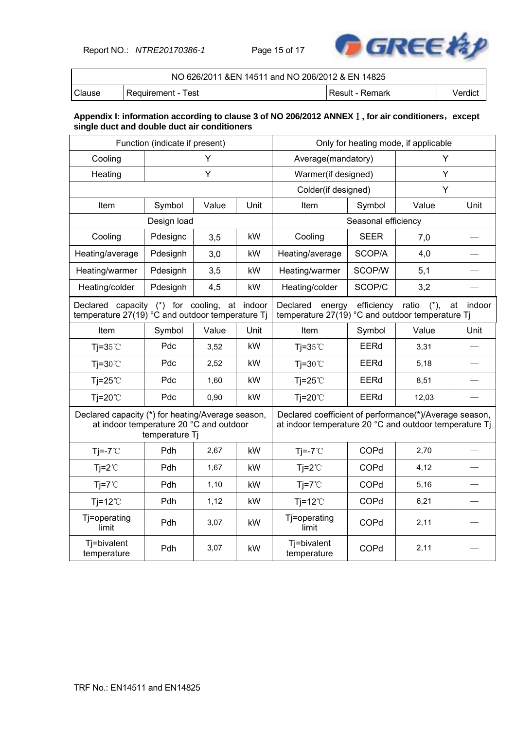| NO 626/2011 &EN 14511 and NO 206/2012 & EN 14825 | | | |
|---|---|---|---|
| Clause | Requirement - Test | Result - Remark | Verdict |

**Appendix I: information according to clause 3 of NO 206/2012 ANNEXⅠ, for air conditioners，except single duct and double duct air conditioners**

| Function (indicate if present) | | | | Only for heating mode, if applicable | | | |
|---|---|---|---|---|---|---|---|
| Cooling | Y | | | Average(mandatory) | | Y | |
| Heating | Y | | | Warmer(if designed) | | Y | |
| | | | | Colder(if designed) | | Y | |
| Item | Symbol | Value | Unit | Item | Symbol | Value | Unit |
| Design load | | | | Seasonal efficiency | | | |
| Cooling | Pdesignc | 3,5 | kW | Cooling | SEER | 7,0 | — |
| Heating/average | Pdesignh | 3,0 | kW | Heating/average | SCOP/A | 4,0 | — |
| Heating/warmer | Pdesignh | 3,5 | kW | Heating/warmer | SCOP/W | 5,1 | — |
| Heating/colder | Pdesignh | 4,5 | kW | Heating/colder | SCOP/C | 3,2 | — |
| Declared capacity (*) for cooling, at indoor temperature 27(19) °C and outdoor temperature Tj | | | | Declared energy efficiency ratio (*), at indoor temperature 27(19) °C and outdoor temperature Tj | | | |
| Item | Symbol | Value | Unit | Item | Symbol | Value | Unit |
| Tj=35℃ | Pdc | 3,52 | kW | Tj=35℃ | EERd | 3,31 | — |
| Tj=30℃ | Pdc | 2,52 | kW | Tj=30℃ | EERd | 5,18 | — |
| Tj=25℃ | Pdc | 1,60 | kW | Tj=25℃ | EERd | 8,51 | — |
| Tj=20℃ | Pdc | 0,90 | kW | Tj=20℃ | EERd | 12,03 | — |
| Declared capacity (*) for heating/Average season, at indoor temperature 20 °C and outdoor temperature Tj | | | | Declared coefficient of performance(*)/Average season, at indoor temperature 20 °C and outdoor temperature Tj | | | |
| Tj=-7℃ | Pdh | 2,67 | kW | Tj=-7℃ | COPd | 2,70 | — |
| Tj=2℃ | Pdh | 1,67 | kW | Tj=2℃ | COPd | 4,12 | — |
| Tj=7℃ | Pdh | 1,10 | kW | Tj=7℃ | COPd | 5,16 | — |
| Tj=12℃ | Pdh | 1,12 | kW | Tj=12℃ | COPd | 6,21 | — |
| Tj=operating limit | Pdh | 3,07 | kW | Tj=operating limit | COPd | 2,11 | — |
| Tj=bivalent temperature | Pdh | 3,07 | kW | Tj=bivalent temperature | COPd | 2,11 | — |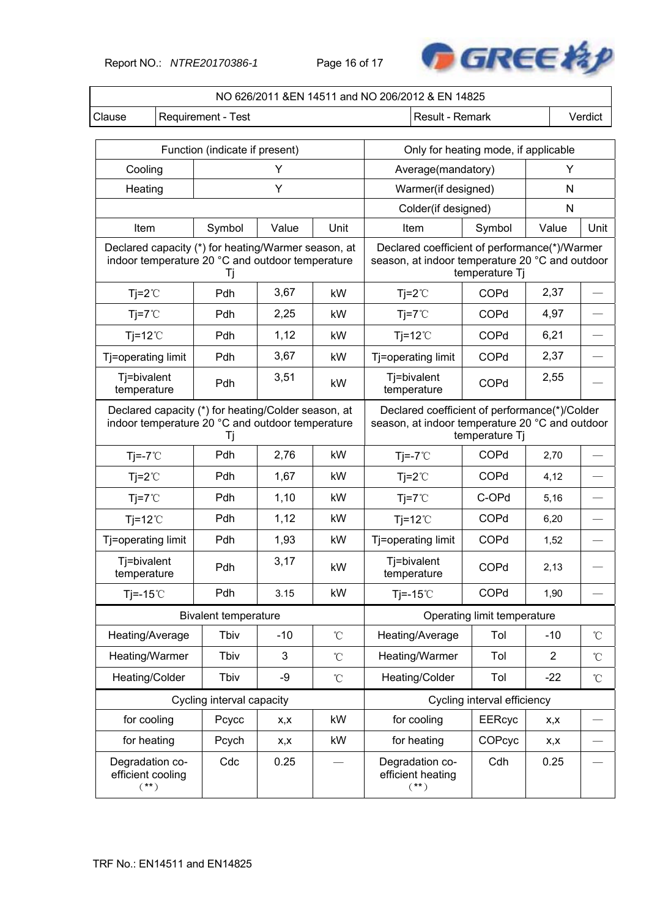| NO 626/2011 &EN 14511 and NO 206/2012 & EN 14825 | | | |
|---|---|---|---|
| Clause | Requirement - Test | Result - Remark | Verdict |

| Function (indicate if present) | | | | Only for heating mode, if applicable | | | |
|---|---|---|---|---|---|---|---|
| Cooling | Y | | | Average(mandatory) | | Y | |
| Heating | Y | | | Warmer(if designed) | | N | |
| | | | | Colder(if designed) | | N | |
| Item | Symbol | Value | Unit | Item | Symbol | Value | Unit |
| Declared capacity (*) for heating/Warmer season, at indoor temperature 20 °C and outdoor temperature Tj | | | | Declared coefficient of performance(*)/Warmer season, at indoor temperature 20 °C and outdoor temperature Tj | | | |
| Tj=2℃ | Pdh | 3,67 | kW | Tj=2℃ | COPd | 2,37 | — |
| Tj=7℃ | Pdh | 2,25 | kW | Tj=7℃ | COPd | 4,97 | — |
| Tj=12℃ | Pdh | 1,12 | kW | Tj=12℃ | COPd | 6,21 | — |
| Tj=operating limit | Pdh | 3,67 | kW | Tj=operating limit | COPd | 2,37 | — |
| Tj=bivalent temperature | Pdh | 3,51 | kW | Tj=bivalent temperature | COPd | 2,55 | — |
| Declared capacity (*) for heating/Colder season, at indoor temperature 20 °C and outdoor temperature Tj | | | | Declared coefficient of performance(*)/Colder season, at indoor temperature 20 °C and outdoor temperature Tj | | | |
| Tj=-7℃ | Pdh | 2,76 | kW | Tj=-7℃ | COPd | 2,70 | — |
| Tj=2℃ | Pdh | 1,67 | kW | Tj=2℃ | COPd | 4,12 | — |
| Tj=7℃ | Pdh | 1,10 | kW | Tj=7℃ | C-OPd | 5,16 | — |
| Tj=12℃ | Pdh | 1,12 | kW | Tj=12℃ | COPd | 6,20 | — |
| Tj=operating limit | Pdh | 1,93 | kW | Tj=operating limit | COPd | 1,52 | — |
| Tj=bivalent temperature | Pdh | 3,17 | kW | Tj=bivalent temperature | COPd | 2,13 | — |
| Tj=-15℃ | Pdh | 3.15 | kW | Tj=-15℃ | COPd | 1,90 | — |
| Bivalent temperature | | | | Operating limit temperature | | | |
| Heating/Average | Tbiv | -10 | ℃ | Heating/Average | Tol | -10 | ℃ |
| Heating/Warmer | Tbiv | 3 | ℃ | Heating/Warmer | Tol | 2 | ℃ |
| Heating/Colder | Tbiv | -9 | ℃ | Heating/Colder | Tol | -22 | ℃ |
| Cycling interval capacity | | | | Cycling interval efficiency | | | |
| for cooling | Pcycc | x,x | kW | for cooling | EERcyc | x,x | — |
| for heating | Pcych | x,x | kW | for heating | COPcyc | x,x | — |
| Degradation co-efficient cooling (**) | Cdc | 0.25 | — | Degradation co-efficient heating (**) | Cdh | 0.25 | — |

TRF No.: EN14511 and EN14825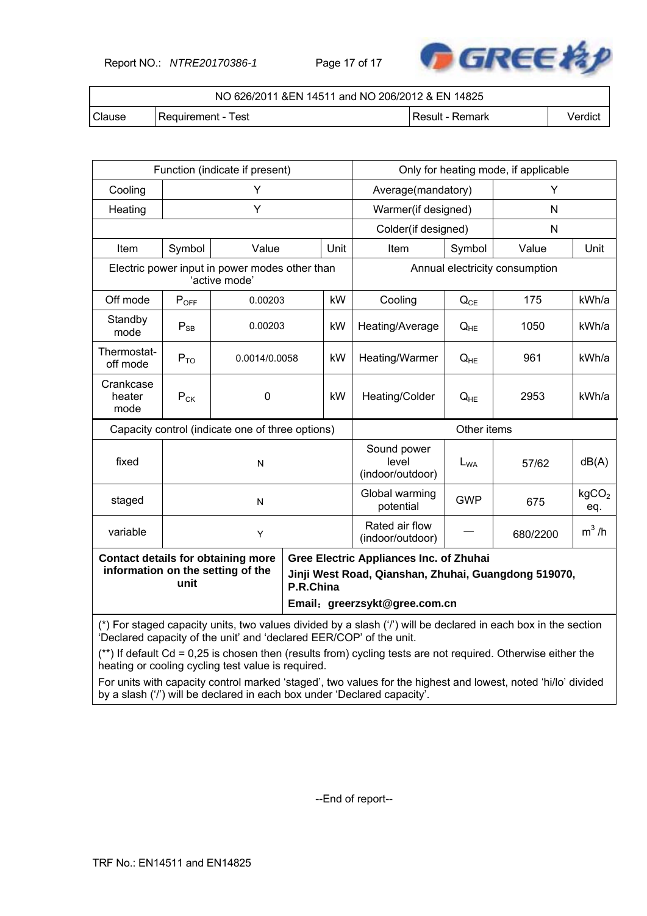| NO 626/2011 &EN 14511 and NO 206/2012 & EN 14825 | | | |
|---|---|---|---|
| Clause | Requirement - Test | Result - Remark | Verdict |

| Function (indicate if present) | | | | Only for heating mode, if applicable | | | |
|---|---|---|---|---|---|---|---|
| Cooling | Y | | | Average(mandatory) | | Y | |
| Heating | Y | | | Warmer(if designed) | | N | |
| | | | | Colder(if designed) | | N | |
| Item | Symbol | Value | Unit | Item | Symbol | Value | Unit |
| Electric power input in power modes other than 'active mode' | | | | Annual electricity consumption | | | |
| Off mode | $P_{OFF}$ | 0.00203 | kW | Cooling | $Q_{CE}$ | 175 | kWh/a |
| Standby mode | $P_{SB}$ | 0.00203 | kW | Heating/Average | $Q_{HE}$ | 1050 | kWh/a |
| Thermostat-off mode | $P_{TO}$ | 0.0014/0.0058 | kW | Heating/Warmer | $Q_{HE}$ | 961 | kWh/a |
| Crankcase heater mode | $P_{CK}$ | 0 | kW | Heating/Colder | $Q_{HE}$ | 2953 | kWh/a |
| Capacity control (indicate one of three options) | | | | Other items | | | |
| fixed | N | | | Sound power level (indoor/outdoor) | $L_{WA}$ | 57/62 | dB(A) |
| staged | N | | | Global warming potential | GWP | 675 | $kgCO_2$ eq. |
| variable | Y | | | Rated air flow (indoor/outdoor) | — | 680/2200 | $m^3$ /h |
| **Contact details for obtaining more information on the setting of the unit** | | **Gree Electric Appliances Inc. of Zhuhai**<br>**Jinji West Road, Qianshan, Zhuhai, Guangdong 519070, P.R.China**<br>**Email：greerzsykt@gree.com.cn** | | | | | |

(*) For staged capacity units, two values divided by a slash ('/') will be declared in each box in the section 'Declared capacity of the unit' and 'declared EER/COP' of the unit.

(**) If default Cd = 0,25 is chosen then (results from) cycling tests are not required. Otherwise either the heating or cooling cycling test value is required.

For units with capacity control marked 'staged', two values for the highest and lowest, noted 'hi/lo' divided by a slash ('/') will be declared in each box under 'Declared capacity'.

--End of report--

TRF No.: EN14511 and EN14825